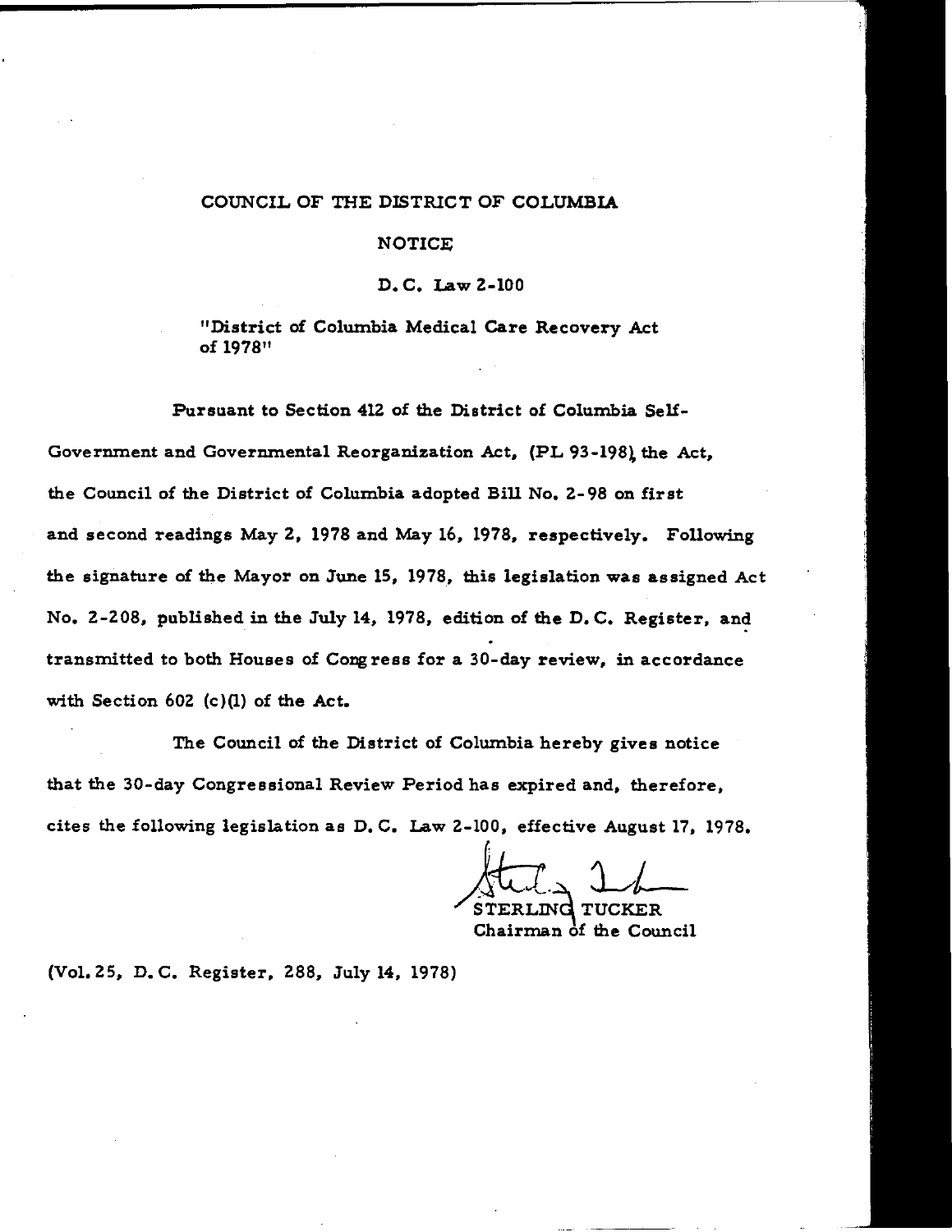COUNCIL OF THE DISTRICT OF COLUMBIA

NOTICE

D.C. Law 2-100

"District of Columbia Medical Care Recovery Act of 1978"

Pursuant to Section 412 of the District of Columbia Self-Government and Governmental Reorganization Act, (PL 93-198), the Act, the Council of the District of Columbia adopted Bill No. 2-98 on first and second readings May 2, 1978 and May 16, 1978, respectively. Following the signature of the Mayor on June 15, 1978, this legislation was assigned Act No. 2-208, published in the July 14, 1978, edition of the D.C. Register, and transmitted to both Houses of Congress for a 30-day review, in accordance with Section 602 (c)(1) of the Act.

The Council of the District of Columbia hereby gives notice that the 30-day Congressional Review Period has expired and, therefore, cites the following legislation as D.C. Law 2-100, effective August 17, 1978.

STERLING TUCKER
Chairman of the Council

(Vol. 25, D.C. Register, 288, July 14, 1978)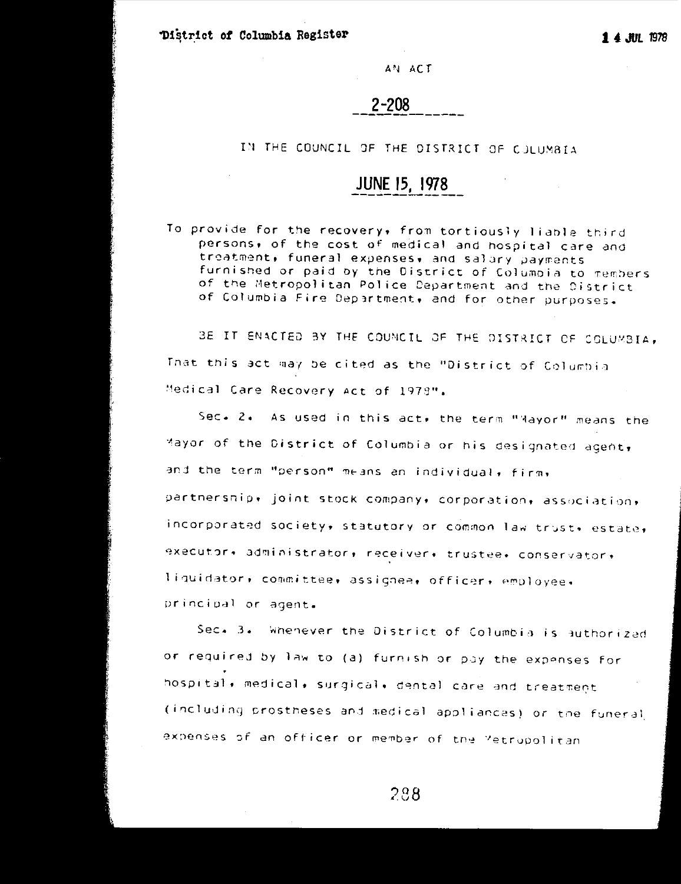AN ACT

## 2-208

IN THE COUNCIL OF THE DISTRICT OF COLUMBIA

## JUNE 15, 1978

To provide for the recovery, from tortiously liable third persons, of the cost of medical and hospital care and treatment, funeral expenses, and salary payments furnished or paid by the District of Columbia to members of the Metropolitan Police Department and the District of Columbia Fire Department, and for other purposes.

BE IT ENACTED BY THE COUNCIL OF THE DISTRICT OF COLUMBIA, That this act may be cited as the "District of Columbia Medical Care Recovery Act of 1978".

Sec. 2. As used in this act, the term "Mayor" means the Mayor of the District of Columbia or his designated agent, and the term "person" means an individual, firm, partnership, joint stock company, corporation, association, incorporated society, statutory or common law trust, estate, executor, administrator, receiver, trustee, conservator, liquidator, committee, assignee, officer, employee, principal or agent.

Sec. 3. Whenever the District of Columbia is authorized or required by law to (a) furnish or pay the expenses for hospital, medical, surgical, dental care and treatment (including prostheses and medical appliances) or the funeral expenses of an officer or member of the Metropolitan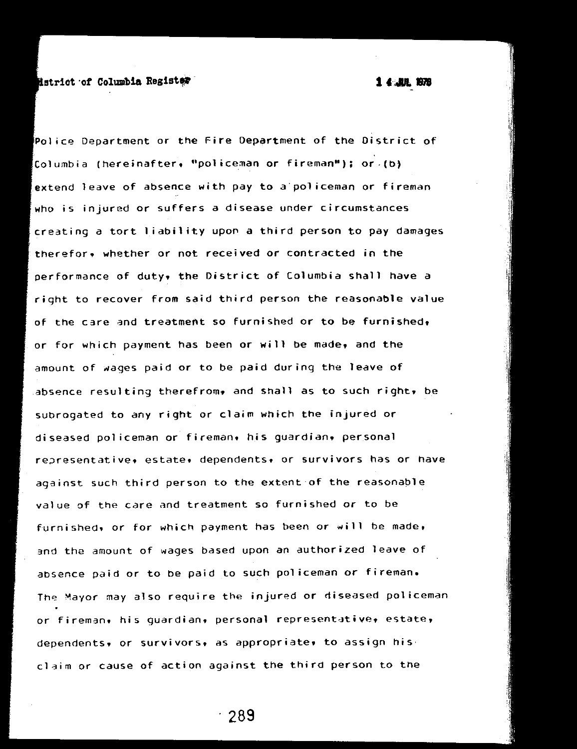Police Department or the Fire Department of the District of Columbia (hereinafter, "policeman or fireman"); or (b) extend leave of absence with pay to a policeman or fireman who is injured or suffers a disease under circumstances creating a tort liability upon a third person to pay damages therefor, whether or not received or contracted in the performance of duty, the District of Columbia shall have a right to recover from said third person the reasonable value of the care and treatment so furnished or to be furnished, or for which payment has been or will be made, and the amount of wages paid or to be paid during the leave of absence resulting therefrom, and shall as to such right, be subrogated to any right or claim which the injured or diseased policeman or fireman, his guardian, personal representative, estate, dependents, or survivors has or have against such third person to the extent of the reasonable value of the care and treatment so furnished or to be furnished, or for which payment has been or will be made, and the amount of wages based upon an authorized leave of absence paid or to be paid to such policeman or fireman. The Mayor may also require the injured or diseased policeman or fireman, his guardian, personal representative, estate, dependents, or survivors, as appropriate, to assign his claim or cause of action against the third person to the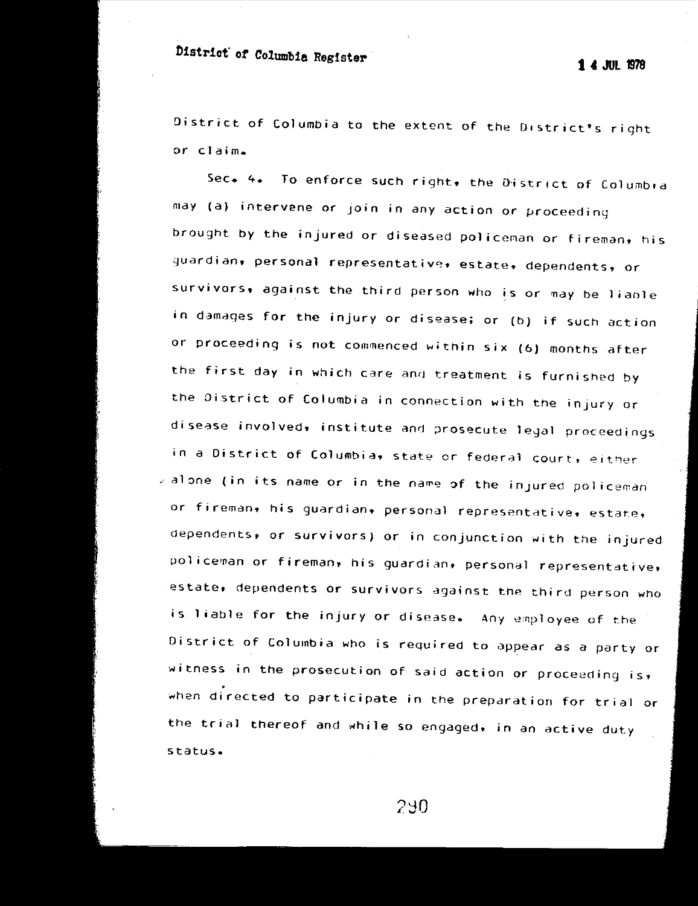District of Columbia to the extent of the District's right or claim.

Sec. 4. To enforce such right, the District of Columbia may (a) intervene or join in any action or proceeding brought by the injured or diseased policeman or fireman, his guardian, personal representative, estate, dependents, or survivors, against the third person who is or may be liable in damages for the injury or disease; or (b) if such action or proceeding is not commenced within six (6) months after the first day in which care and treatment is furnished by the District of Columbia in connection with the injury or disease involved, institute and prosecute legal proceedings in a District of Columbia, state or federal court, either alone (in its name or in the name of the injured policeman or fireman, his guardian, personal representative, estate, dependents, or survivors) or in conjunction with the injured policeman or fireman, his guardian, personal representative, estate, dependents or survivors against the third person who is liable for the injury or disease. Any employee of the District of Columbia who is required to appear as a party or witness in the prosecution of said action or proceeding is, when directed to participate in the preparation for trial or the trial thereof and while so engaged, in an active duty status.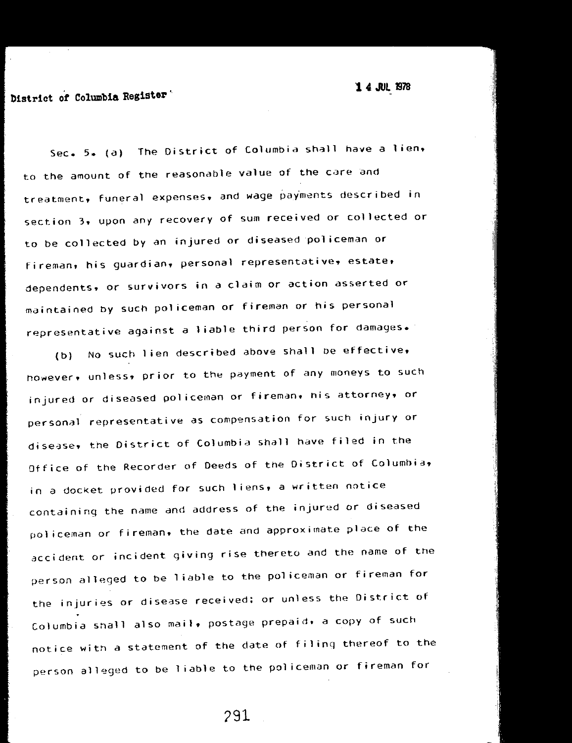Sec. 5. (a) The District of Columbia shall have a lien, to the amount of the reasonable value of the care and treatment, funeral expenses, and wage payments described in section 3, upon any recovery of sum received or collected or to be collected by an injured or diseased policeman or fireman, his guardian, personal representative, estate, dependents, or survivors in a claim or action asserted or maintained by such policeman or fireman or his personal representative against a liable third person for damages.

(b) No such lien described above shall be effective, however, unless, prior to the payment of any moneys to such injured or diseased policeman or fireman, his attorney, or personal representative as compensation for such injury or disease, the District of Columbia shall have filed in the Office of the Recorder of Deeds of the District of Columbia, in a docket provided for such liens, a written notice containing the name and address of the injured or diseased policeman or fireman, the date and approximate place of the accident or incident giving rise thereto and the name of the person alleged to be liable to the policeman or fireman for the injuries or disease received; or unless the District of Columbia shall also mail, postage prepaid, a copy of such notice with a statement of the date of filing thereof to the person alleged to be liable to the policeman or fireman for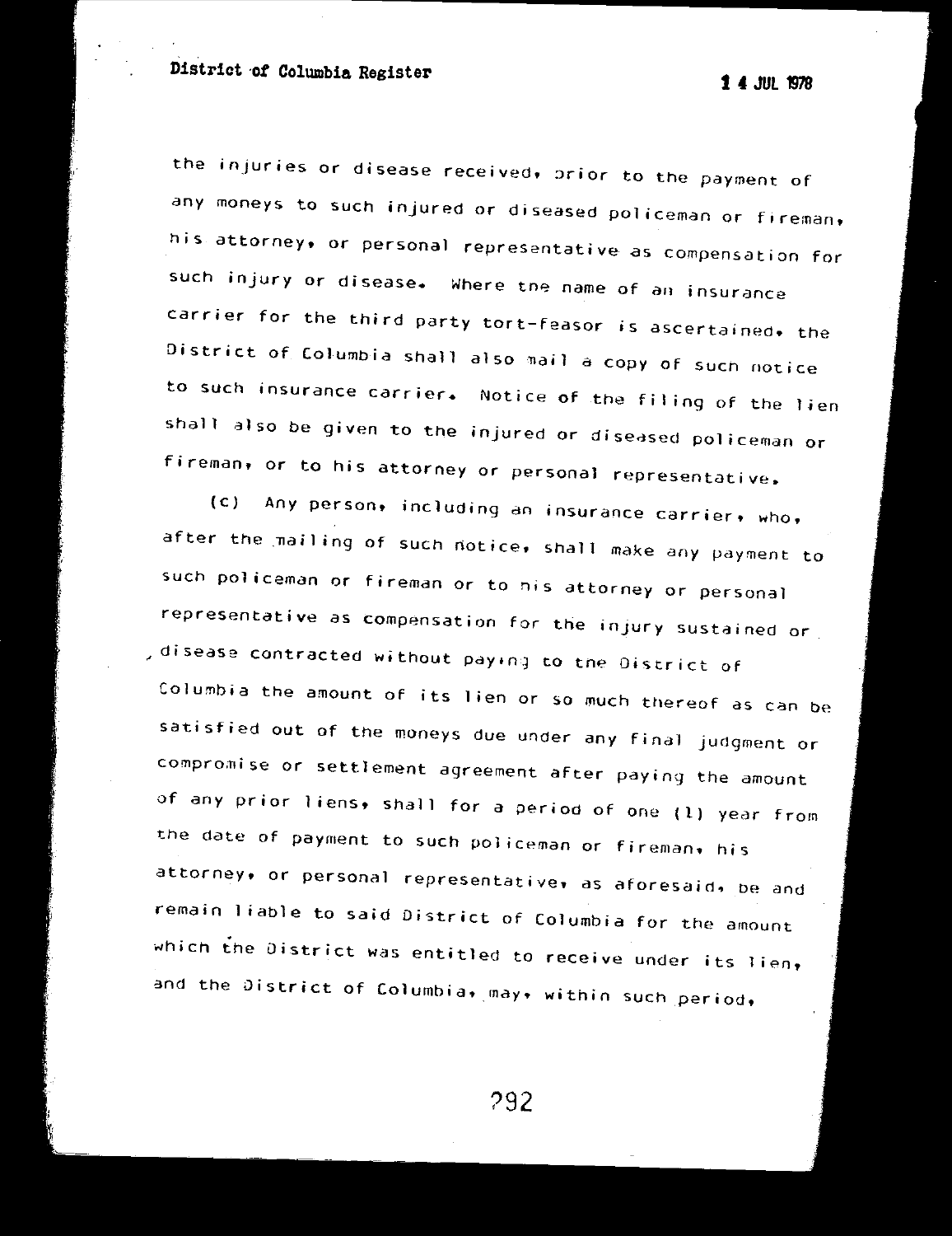the injuries or disease received, prior to the payment of any moneys to such injured or diseased policeman or fireman, his attorney, or personal representative as compensation for such injury or disease. Where the name of an insurance carrier for the third party tort-feasor is ascertained, the District of Columbia shall also mail a copy of such notice to such insurance carrier. Notice of the filing of the lien shall also be given to the injured or diseased policeman or fireman, or to his attorney or personal representative.

(c) Any person, including an insurance carrier, who, after the mailing of such notice, shall make any payment to such policeman or fireman or to his attorney or personal representative as compensation for the injury sustained or disease contracted without paying to the District of Columbia the amount of its lien or so much thereof as can be satisfied out of the moneys due under any final judgment or compromise or settlement agreement after paying the amount of any prior liens, shall for a period of one (1) year from the date of payment to such policeman or fireman, his attorney, or personal representative, as aforesaid, be and remain liable to said District of Columbia for the amount which the District was entitled to receive under its lien, and the District of Columbia, may, within such period,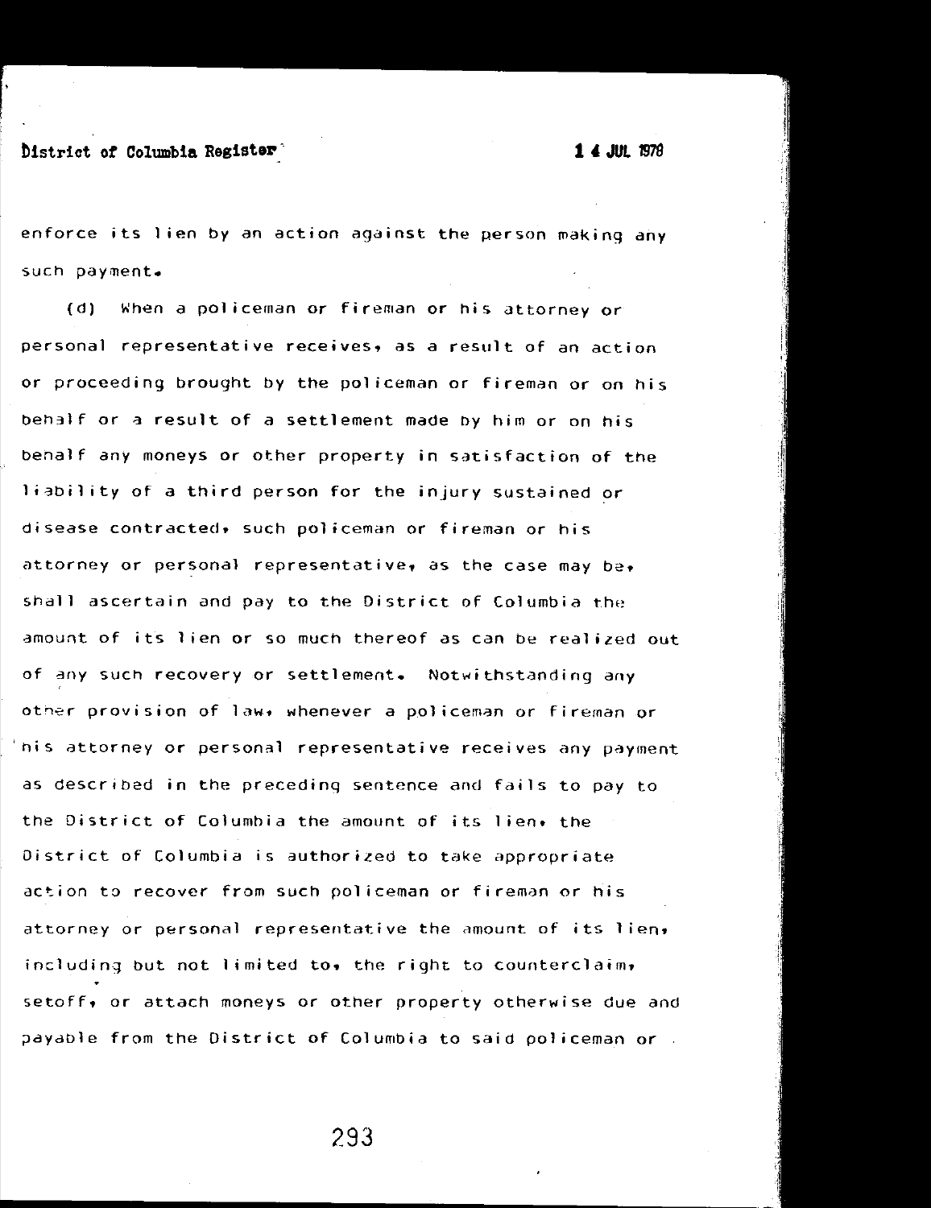enforce its lien by an action against the person making any such payment.

(d) When a policeman or fireman or his attorney or personal representative receives, as a result of an action or proceeding brought by the policeman or fireman or on his behalf or a result of a settlement made by him or on his behalf any moneys or other property in satisfaction of the liability of a third person for the injury sustained or disease contracted, such policeman or fireman or his attorney or personal representative, as the case may be, shall ascertain and pay to the District of Columbia the amount of its lien or so much thereof as can be realized out of any such recovery or settlement. Notwithstanding any other provision of law, whenever a policeman or fireman or his attorney or personal representative receives any payment as described in the preceding sentence and fails to pay to the District of Columbia the amount of its lien, the District of Columbia is authorized to take appropriate action to recover from such policeman or fireman or his attorney or personal representative the amount of its lien, including but not limited to, the right to counterclaim, setoff, or attach moneys or other property otherwise due and payable from the District of Columbia to said policeman or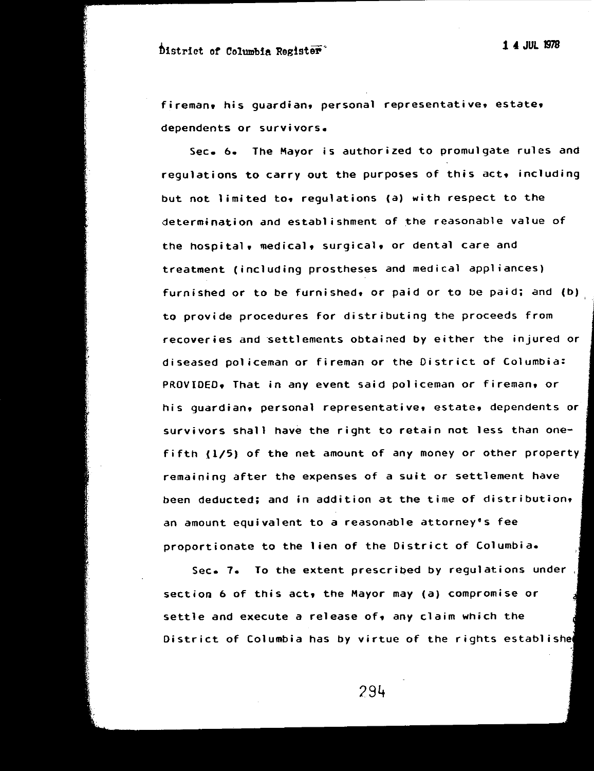fireman, his guardian, personal representative, estate, dependents or survivors.

Sec. 6. The Mayor is authorized to promulgate rules and regulations to carry out the purposes of this act, including but not limited to, regulations (a) with respect to the determination and establishment of the reasonable value of the hospital, medical, surgical, or dental care and treatment (including prostheses and medical appliances) furnished or to be furnished, or paid or to be paid; and (b) to provide procedures for distributing the proceeds from recoveries and settlements obtained by either the injured or diseased policeman or fireman or the District of Columbia: PROVIDED, That in any event said policeman or fireman, or his guardian, personal representative, estate, dependents or survivors shall have the right to retain not less than one-fifth (1/5) of the net amount of any money or other property remaining after the expenses of a suit or settlement have been deducted; and in addition at the time of distribution, an amount equivalent to a reasonable attorney's fee proportionate to the lien of the District of Columbia.

Sec. 7. To the extent prescribed by regulations under section 6 of this act, the Mayor may (a) compromise or settle and execute a release of, any claim which the District of Columbia has by virtue of the rights established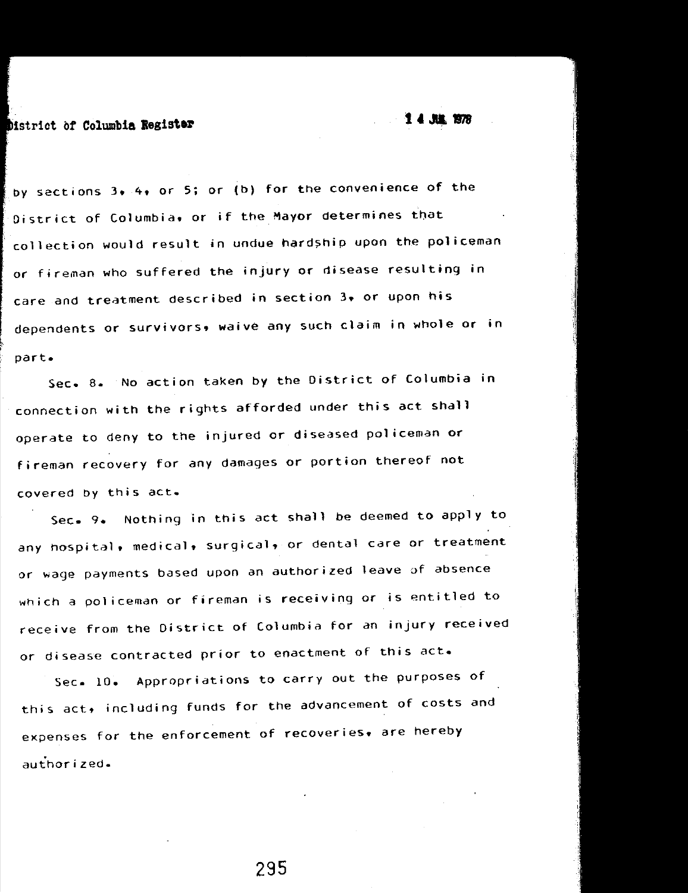by sections 3, 4, or 5; or (b) for the convenience of the District of Columbia, or if the Mayor determines that collection would result in undue hardship upon the policeman or fireman who suffered the injury or disease resulting in care and treatment described in section 3, or upon his dependents or survivors, waive any such claim in whole or in part.

Sec. 8. No action taken by the District of Columbia in connection with the rights afforded under this act shall operate to deny to the injured or diseased policeman or fireman recovery for any damages or portion thereof not covered by this act.

Sec. 9. Nothing in this act shall be deemed to apply to any hospital, medical, surgical, or dental care or treatment or wage payments based upon an authorized leave of absence which a policeman or fireman is receiving or is entitled to receive from the District of Columbia for an injury received or disease contracted prior to enactment of this act.

Sec. 10. Appropriations to carry out the purposes of this act, including funds for the advancement of costs and expenses for the enforcement of recoveries, are hereby authorized.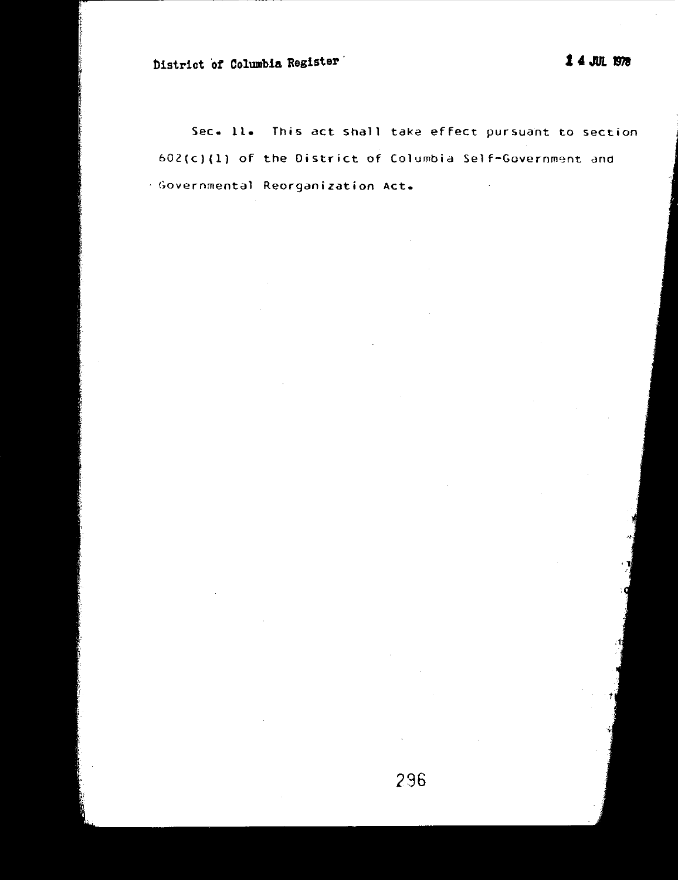Sec. 11. This act shall take effect pursuant to section 602(c)(1) of the District of Columbia Self-Government and Governmental Reorganization Act.